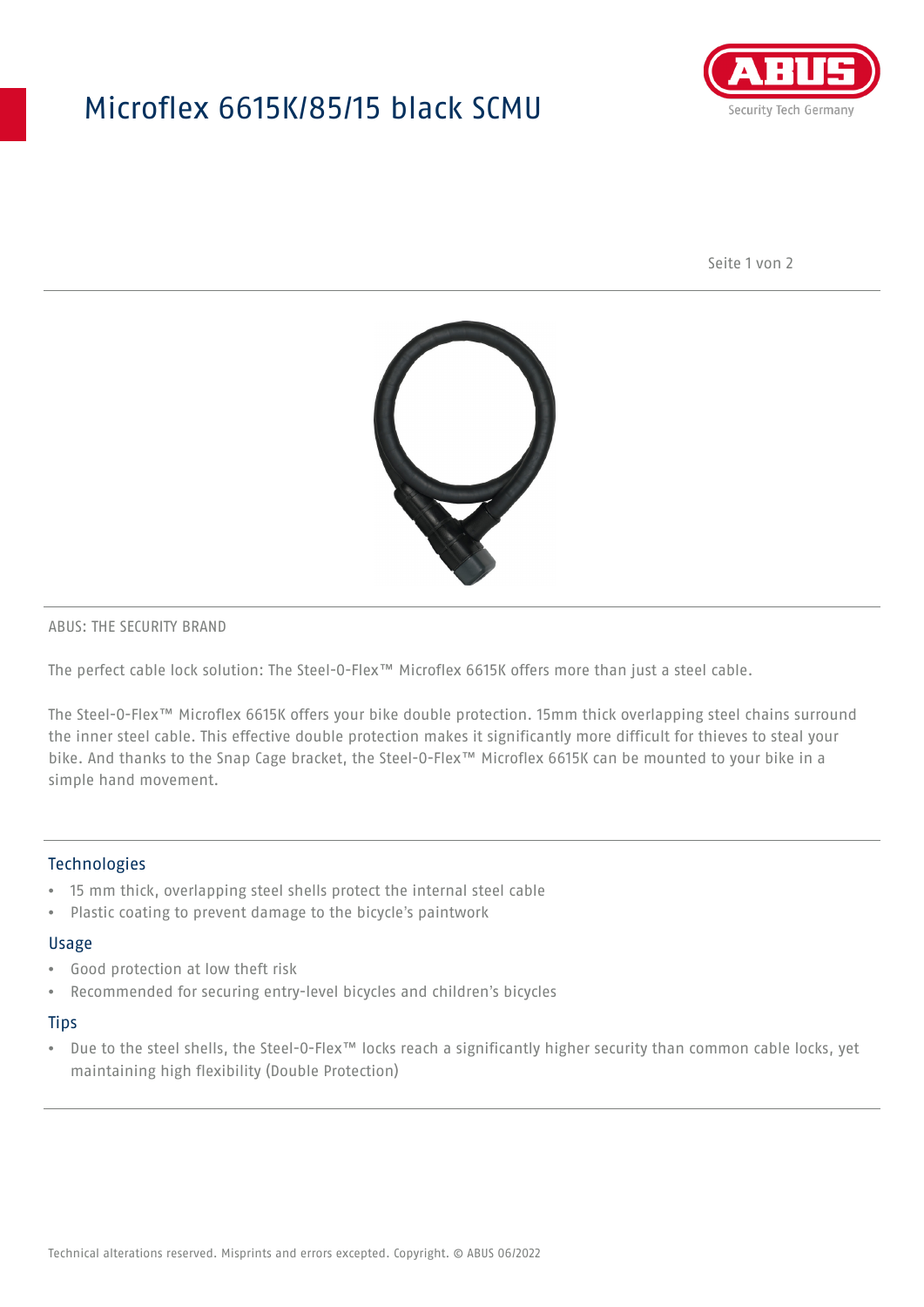# Microflex 6615K/85/15 black SCMU

ABUS: THE SECURITY BRAND

The perfect cable lock solution: The Steel-O-Flex™ Microflex 6615K offers more than just a steel cable.

The Steel-O-Flex™ Microflex 6615K offers your bike double protection. 15mm thick overlapping steel chains surround the inner steel cable. This effective double protection makes it significantly more difficult for thieves to steal your bike. And thanks to the Snap Cage bracket, the Steel-O-Flex™ Microflex 6615K can be mounted to your bike in a simple hand movement.

## Technologies

- 15 mm thick, overlapping steel shells protect the internal steel cable
- Plastic coating to prevent damage to the bicycle's paintwork

## Usage

- Good protection at low theft risk
- Recommended for securing entry-level bicycles and children's bicycles

## Tips

- Due to the steel shells, the Steel-O-Flex™ locks reach a significantly higher security than common cable locks, yet maintaining high flexibility (Double Protection)

Technical alterations reserved. Misprints and errors excepted. Copyright. © ABUS 06/2022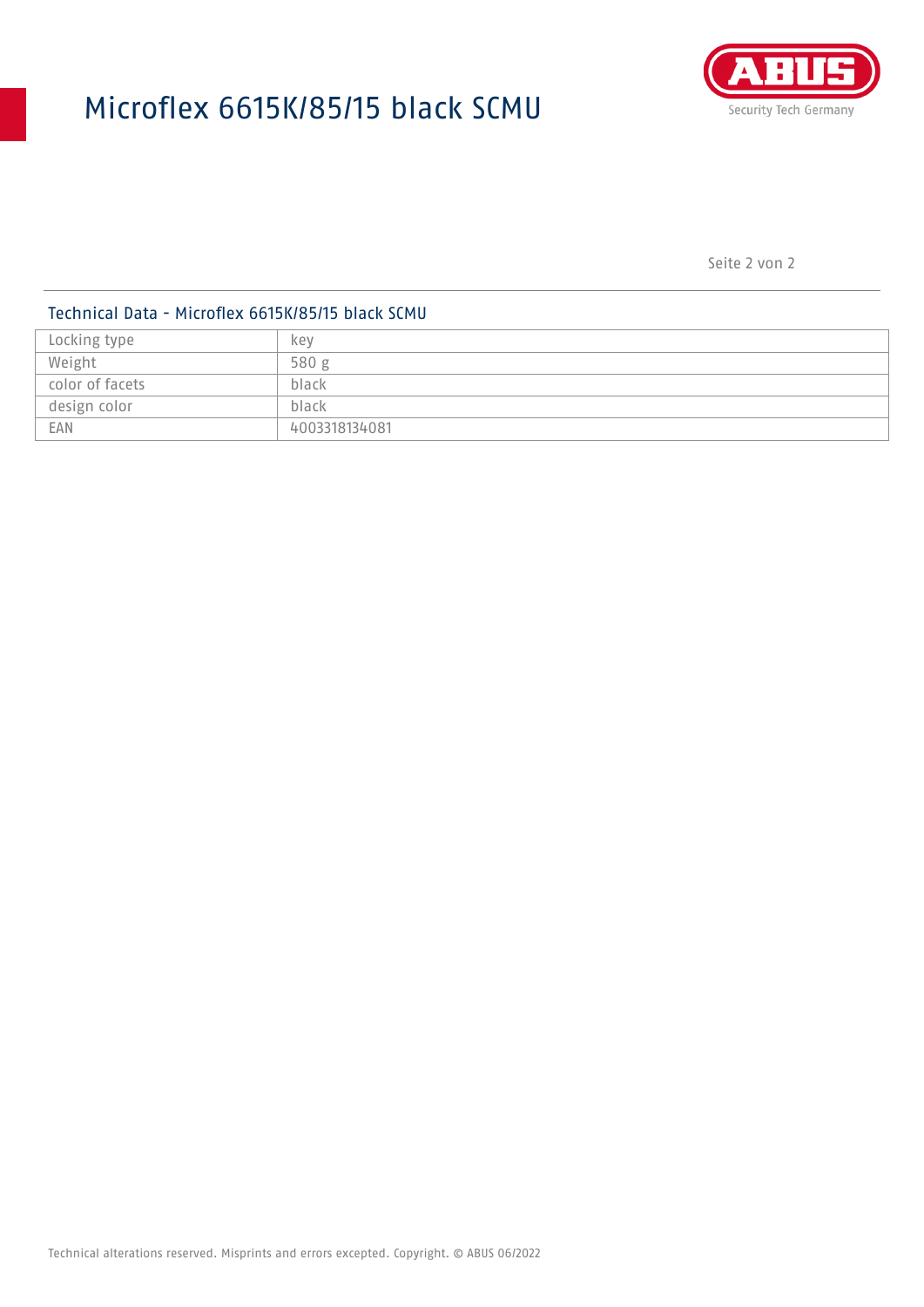# Microflex 6615K/85/15 black SCMU

## Technical Data - Microflex 6615K/85/15 black SCMU

| | |
|---|---|
| Locking type | key |
| Weight | 580 g |
| color of facets | black |
| design color | black |
| EAN | 4003318134081 |

Technical alterations reserved. Misprints and errors excepted. Copyright. © ABUS 06/2022